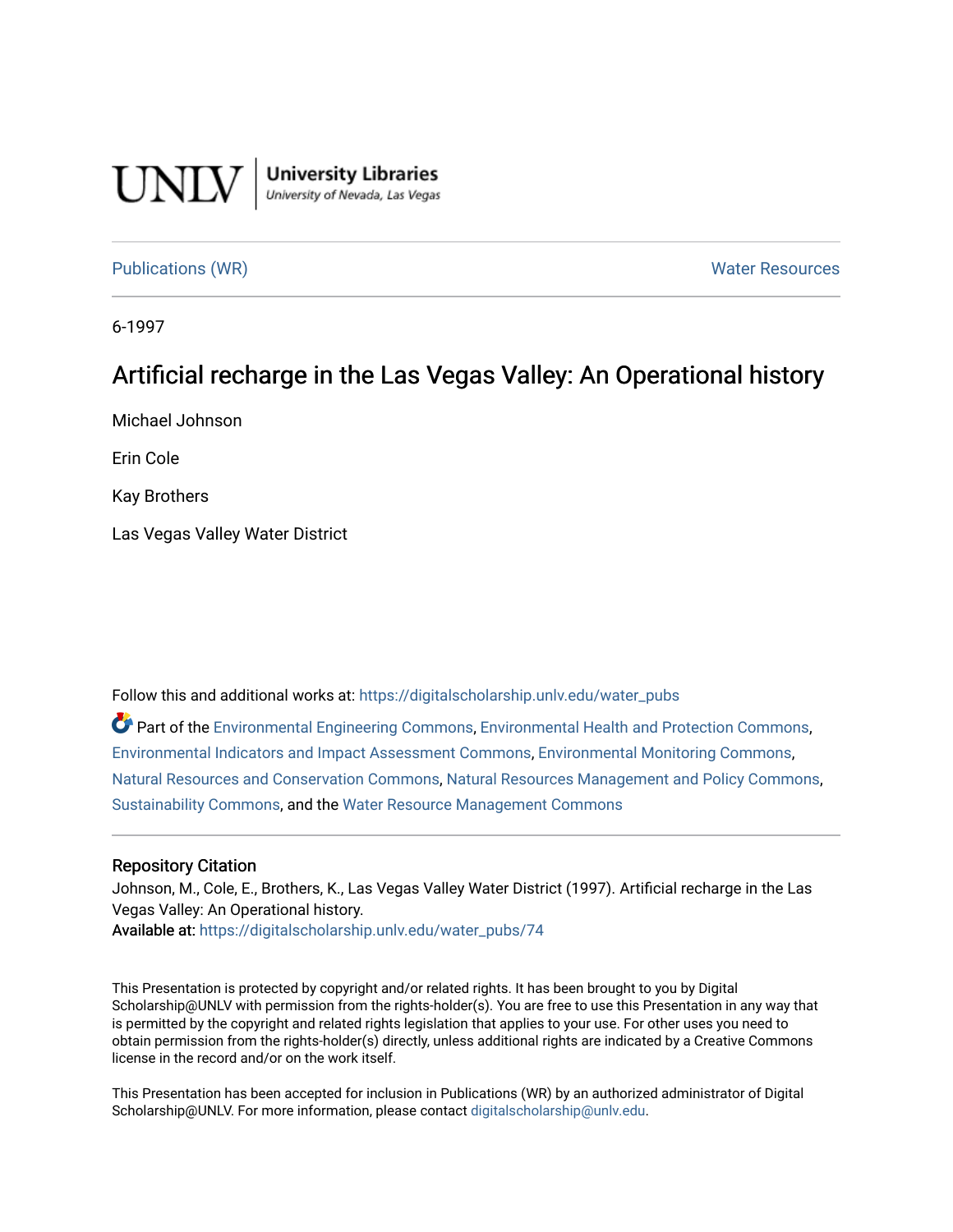UNLV | University Libraries
University of Nevada, Las Vegas

Publications (WR) Water Resources

6-1997

# Artificial recharge in the Las Vegas Valley: An Operational history

Michael Johnson

Erin Cole

Kay Brothers

Las Vegas Valley Water District

Follow this and additional works at: https://digitalscholarship.unlv.edu/water_pubs

Part of the Environmental Engineering Commons, Environmental Health and Protection Commons, Environmental Indicators and Impact Assessment Commons, Environmental Monitoring Commons, Natural Resources and Conservation Commons, Natural Resources Management and Policy Commons, Sustainability Commons, and the Water Resource Management Commons

## Repository Citation

Johnson, M., Cole, E., Brothers, K., Las Vegas Valley Water District (1997). Artificial recharge in the Las Vegas Valley: An Operational history.

Available at: https://digitalscholarship.unlv.edu/water_pubs/74

This Presentation is protected by copyright and/or related rights. It has been brought to you by Digital Scholarship@UNLV with permission from the rights-holder(s). You are free to use this Presentation in any way that is permitted by the copyright and related rights legislation that applies to your use. For other uses you need to obtain permission from the rights-holder(s) directly, unless additional rights are indicated by a Creative Commons license in the record and/or on the work itself.

This Presentation has been accepted for inclusion in Publications (WR) by an authorized administrator of Digital Scholarship@UNLV. For more information, please contact digitalscholarship@unlv.edu.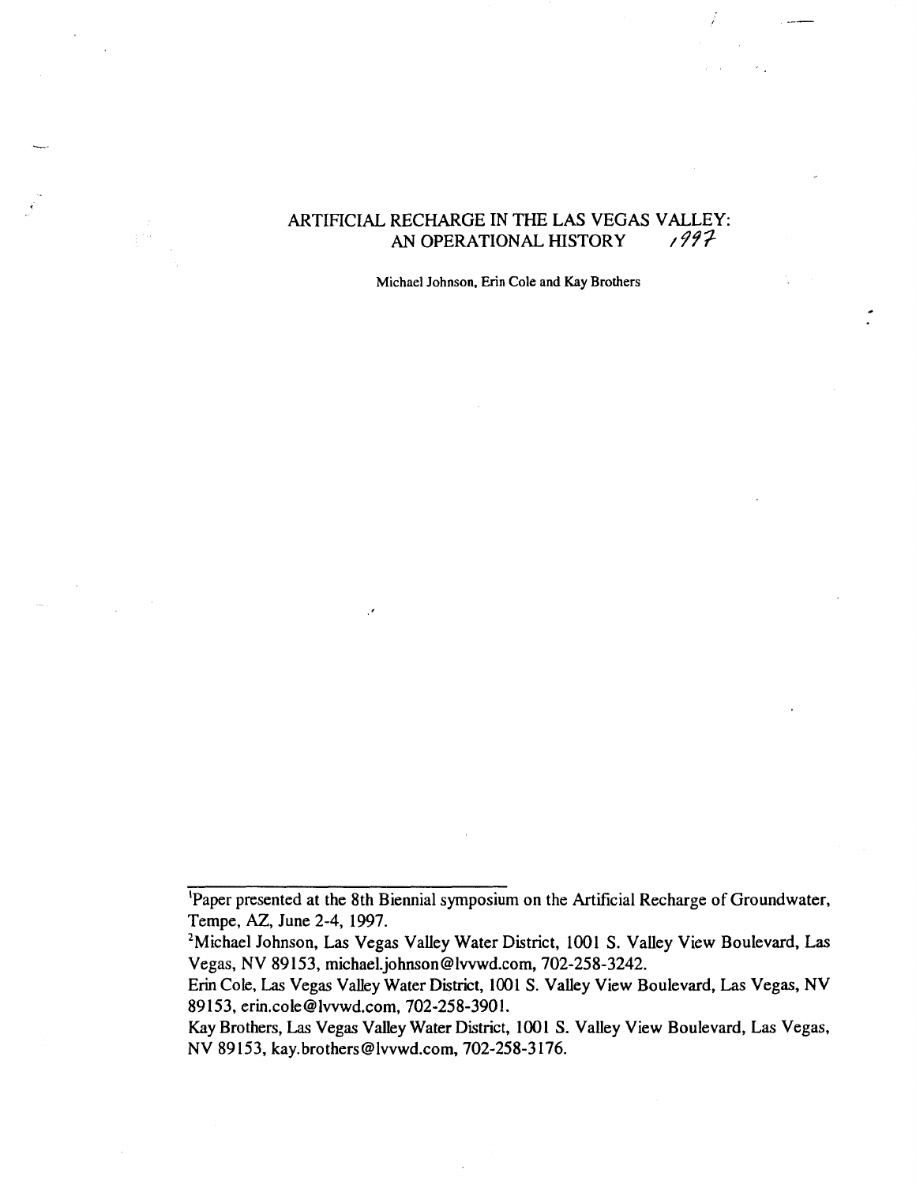# ARTIFICIAL RECHARGE IN THE LAS VEGAS VALLEY: AN OPERATIONAL HISTORY 1997

Michael Johnson, Erin Cole and Kay Brothers

---

[1]Paper presented at the 8th Biennial symposium on the Artificial Recharge of Groundwater, Tempe, AZ, June 2-4, 1997.

[2]Michael Johnson, Las Vegas Valley Water District, 1001 S. Valley View Boulevard, Las Vegas, NV 89153, michael.johnson@lvvwd.com, 702-258-3242.

Erin Cole, Las Vegas Valley Water District, 1001 S. Valley View Boulevard, Las Vegas, NV 89153, erin.cole@lvvwd.com, 702-258-3901.

Kay Brothers, Las Vegas Valley Water District, 1001 S. Valley View Boulevard, Las Vegas, NV 89153, kay.brothers@lvvwd.com, 702-258-3176.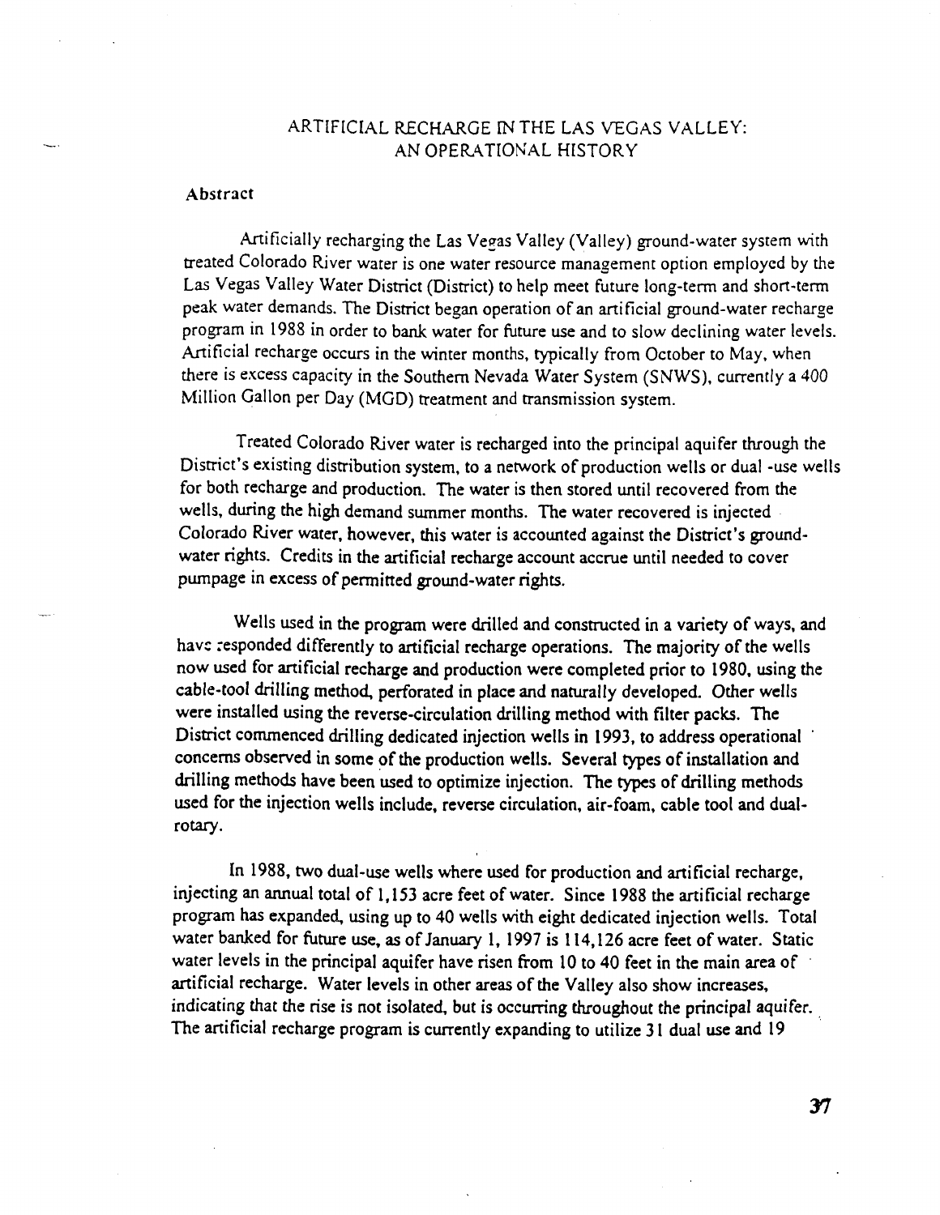# ARTIFICIAL RECHARGE IN THE LAS VEGAS VALLEY: AN OPERATIONAL HISTORY

## Abstract

Artificially recharging the Las Vegas Valley (Valley) ground-water system with treated Colorado River water is one water resource management option employed by the Las Vegas Valley Water District (District) to help meet future long-term and short-term peak water demands. The District began operation of an artificial ground-water recharge program in 1988 in order to bank water for future use and to slow declining water levels. Artificial recharge occurs in the winter months, typically from October to May, when there is excess capacity in the Southern Nevada Water System (SNWS), currently a 400 Million Gallon per Day (MGD) treatment and transmission system.

Treated Colorado River water is recharged into the principal aquifer through the District's existing distribution system, to a network of production wells or dual -use wells for both recharge and production. The water is then stored until recovered from the wells, during the high demand summer months. The water recovered is injected Colorado River water, however, this water is accounted against the District's ground-water rights. Credits in the artificial recharge account accrue until needed to cover pumpage in excess of permitted ground-water rights.

Wells used in the program were drilled and constructed in a variety of ways, and have responded differently to artificial recharge operations. The majority of the wells now used for artificial recharge and production were completed prior to 1980, using the cable-tool drilling method, perforated in place and naturally developed. Other wells were installed using the reverse-circulation drilling method with filter packs. The District commenced drilling dedicated injection wells in 1993, to address operational concerns observed in some of the production wells. Several types of installation and drilling methods have been used to optimize injection. The types of drilling methods used for the injection wells include, reverse circulation, air-foam, cable tool and dual-rotary.

In 1988, two dual-use wells where used for production and artificial recharge, injecting an annual total of 1,153 acre feet of water. Since 1988 the artificial recharge program has expanded, using up to 40 wells with eight dedicated injection wells. Total water banked for future use, as of January 1, 1997 is 114,126 acre feet of water. Static water levels in the principal aquifer have risen from 10 to 40 feet in the main area of artificial recharge. Water levels in other areas of the Valley also show increases, indicating that the rise is not isolated, but is occurring throughout the principal aquifer. The artificial recharge program is currently expanding to utilize 31 dual use and 19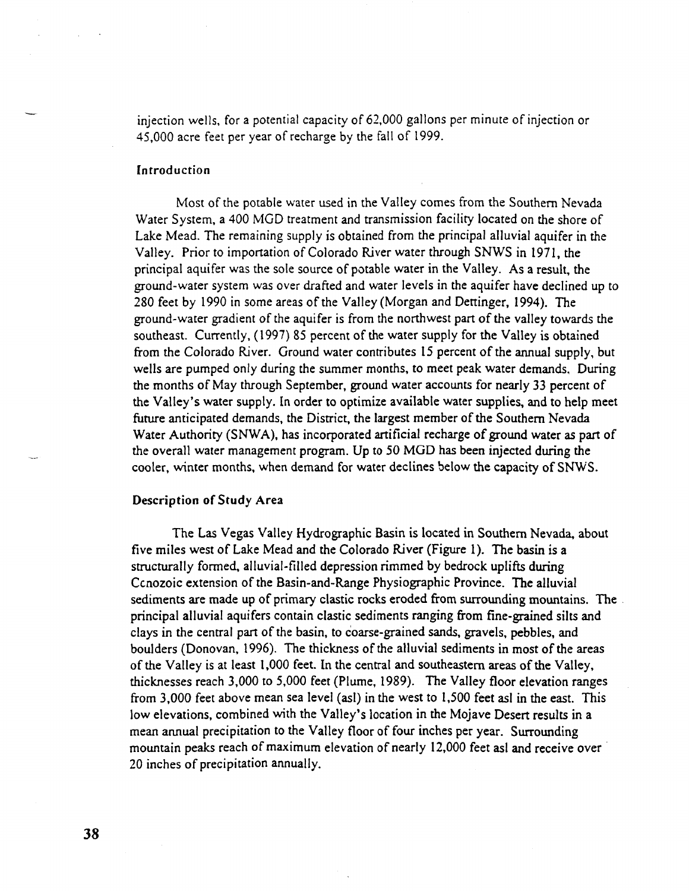injection wells, for a potential capacity of 62,000 gallons per minute of injection or 45,000 acre feet per year of recharge by the fall of 1999.

### Introduction

Most of the potable water used in the Valley comes from the Southern Nevada Water System, a 400 MGD treatment and transmission facility located on the shore of Lake Mead. The remaining supply is obtained from the principal alluvial aquifer in the Valley. Prior to importation of Colorado River water through SNWS in 1971, the principal aquifer was the sole source of potable water in the Valley. As a result, the ground-water system was over drafted and water levels in the aquifer have declined up to 280 feet by 1990 in some areas of the Valley (Morgan and Dettinger, 1994). The ground-water gradient of the aquifer is from the northwest part of the valley towards the southeast. Currently, (1997) 85 percent of the water supply for the Valley is obtained from the Colorado River. Ground water contributes 15 percent of the annual supply, but wells are pumped only during the summer months, to meet peak water demands. During the months of May through September, ground water accounts for nearly 33 percent of the Valley's water supply. In order to optimize available water supplies, and to help meet future anticipated demands, the District, the largest member of the Southern Nevada Water Authority (SNWA), has incorporated artificial recharge of ground water as part of the overall water management program. Up to 50 MGD has been injected during the cooler, winter months, when demand for water declines below the capacity of SNWS.

### Description of Study Area

The Las Vegas Valley Hydrographic Basin is located in Southern Nevada, about five miles west of Lake Mead and the Colorado River (Figure 1). The basin is a structurally formed, alluvial-filled depression rimmed by bedrock uplifts during Ccnozoic extension of the Basin-and-Range Physiographic Province. The alluvial sediments are made up of primary clastic rocks eroded from surrounding mountains. The principal alluvial aquifers contain clastic sediments ranging from fine-grained silts and clays in the central part of the basin, to coarse-grained sands, gravels, pebbles, and boulders (Donovan, 1996). The thickness of the alluvial sediments in most of the areas of the Valley is at least 1,000 feet. In the central and southeastern areas of the Valley, thicknesses reach 3,000 to 5,000 feet (Plume, 1989). The Valley floor elevation ranges from 3,000 feet above mean sea level (asl) in the west to 1,500 feet asl in the east. This low elevations, combined with the Valley's location in the Mojave Desert results in a mean annual precipitation to the Valley floor of four inches per year. Surrounding mountain peaks reach of maximum elevation of nearly 12,000 feet asl and receive over 20 inches of precipitation annually.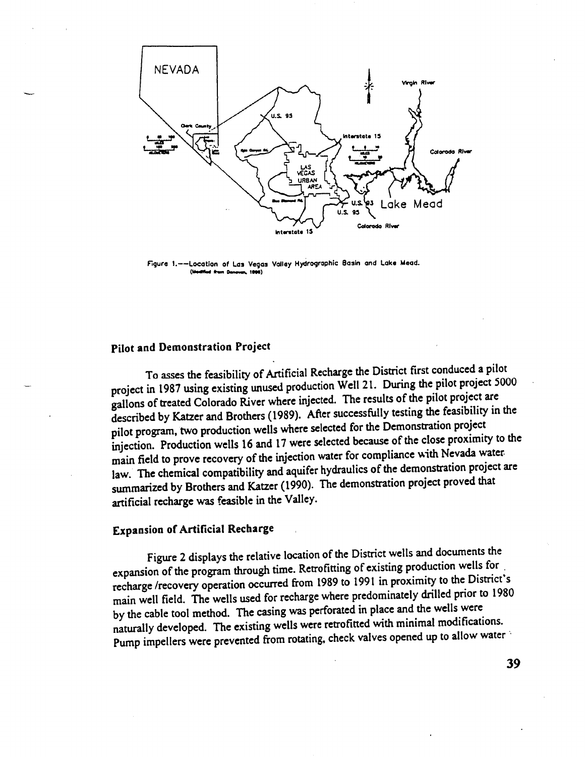Figure 1.—Location of Las Vegas Valley Hydrographic Basin and Lake Mead. (Modified from Donovan, 1996)

## Pilot and Demonstration Project

To asses the feasibility of Artificial Recharge the District first conduced a pilot project in 1987 using existing unused production Well 21. During the pilot project 5000 gallons of treated Colorado River where injected. The results of the pilot project are described by Katzer and Brothers (1989). After successfully testing the feasibility in the pilot program, two production wells where selected for the Demonstration project injection. Production wells 16 and 17 were selected because of the close proximity to the main field to prove recovery of the injection water for compliance with Nevada water law. The chemical compatibility and aquifer hydraulics of the demonstration project are summarized by Brothers and Katzer (1990). The demonstration project proved that artificial recharge was feasible in the Valley.

## Expansion of Artificial Recharge

Figure 2 displays the relative location of the District wells and documents the expansion of the program through time. Retrofitting of existing production wells for recharge /recovery operation occurred from 1989 to 1991 in proximity to the District's main well field. The wells used for recharge where predominately drilled prior to 1980 by the cable tool method. The casing was perforated in place and the wells were naturally developed. The existing wells were retrofitted with minimal modifications. Pump impellers were prevented from rotating, check valves opened up to allow water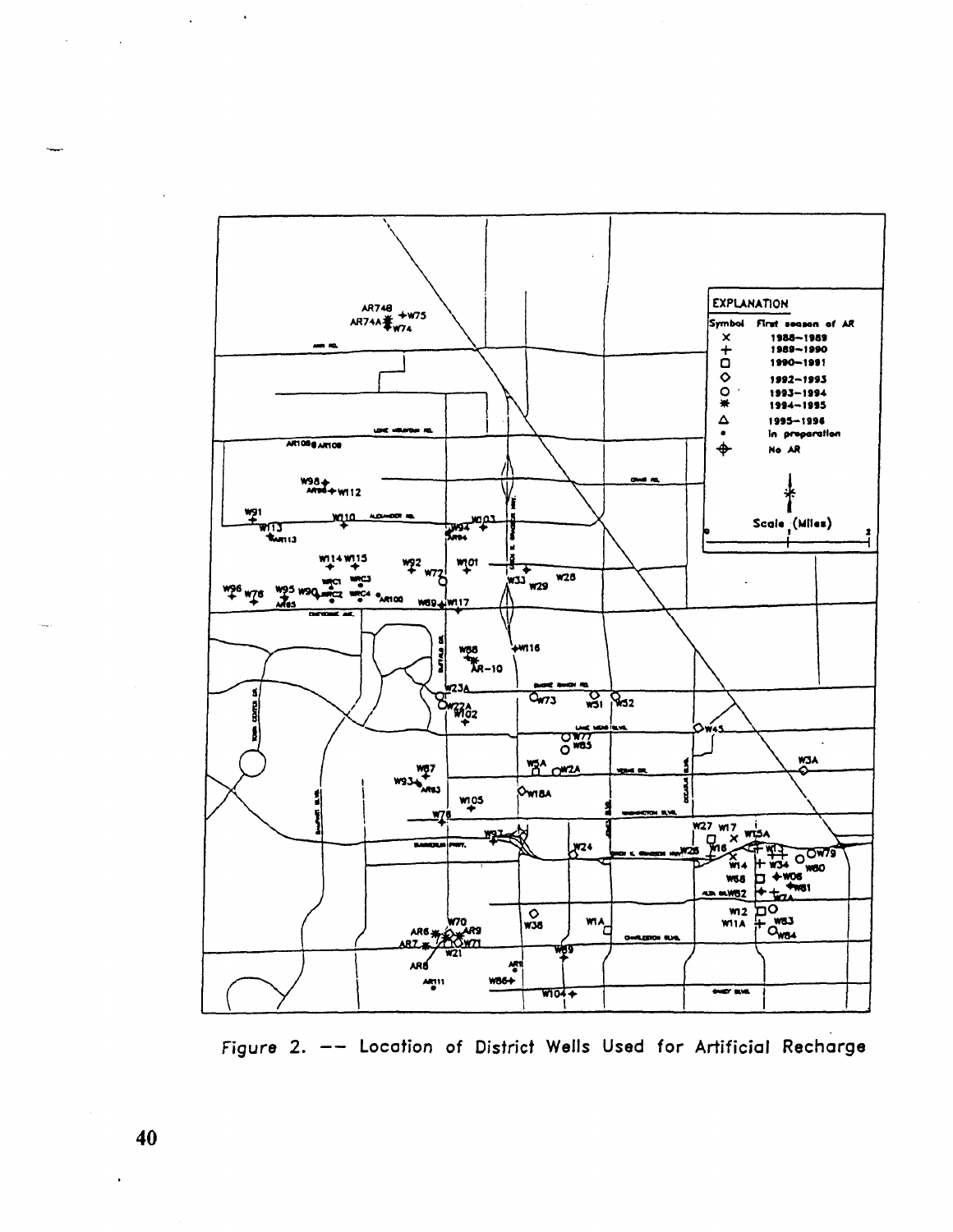Figure 2. –– Location of District Wells Used for Artificial Recharge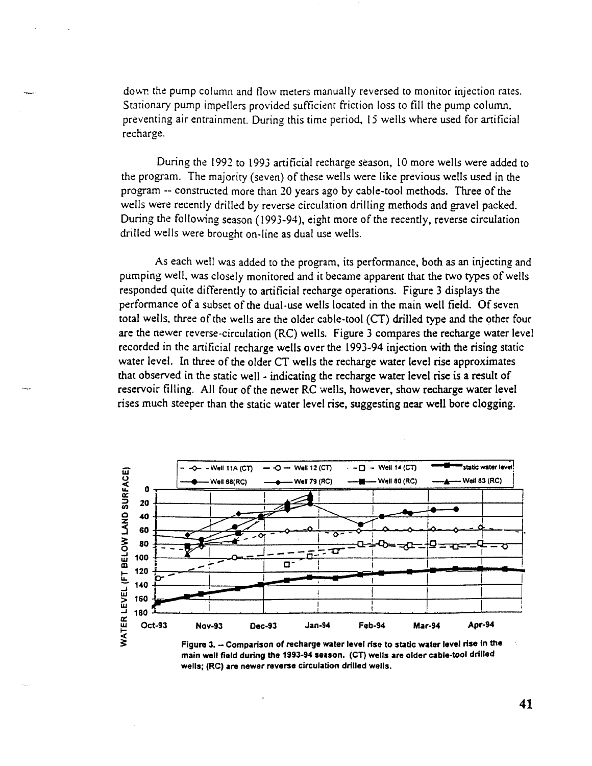down the pump column and flow meters manually reversed to monitor injection rates. Stationary pump impellers provided sufficient friction loss to fill the pump column, preventing air entrainment. During this time period, 15 wells where used for artificial recharge.

During the 1992 to 1993 artificial recharge season, 10 more wells were added to the program. The majority (seven) of these wells were like previous wells used in the program -- constructed more than 20 years ago by cable-tool methods. Three of the wells were recently drilled by reverse circulation drilling methods and gravel packed. During the following season (1993-94), eight more of the recently, reverse circulation drilled wells were brought on-line as dual use wells.

As each well was added to the program, its performance, both as an injecting and pumping well, was closely monitored and it became apparent that the two types of wells responded quite differently to artificial recharge operations. Figure 3 displays the performance of a subset of the dual-use wells located in the main well field. Of seven total wells, three of the wells are the older cable-tool (CT) drilled type and the other four are the newer reverse-circulation (RC) wells. Figure 3 compares the recharge water level recorded in the artificial recharge wells over the 1993-94 injection with the rising static water level. In three of the older CT wells the recharge water level rise approximates that observed in the static well - indicating the recharge water level rise is a result of reservoir filling. All four of the newer RC wells, however, show recharge water level rises much steeper than the static water level rise, suggesting near well bore clogging.

**Figure 3. -- Comparison of recharge water level rise to static water level rise in the main well field during the 1993-94 season. (CT) wells are older cable-tool drilled wells; (RC) are newer reverse circulation drilled wells.**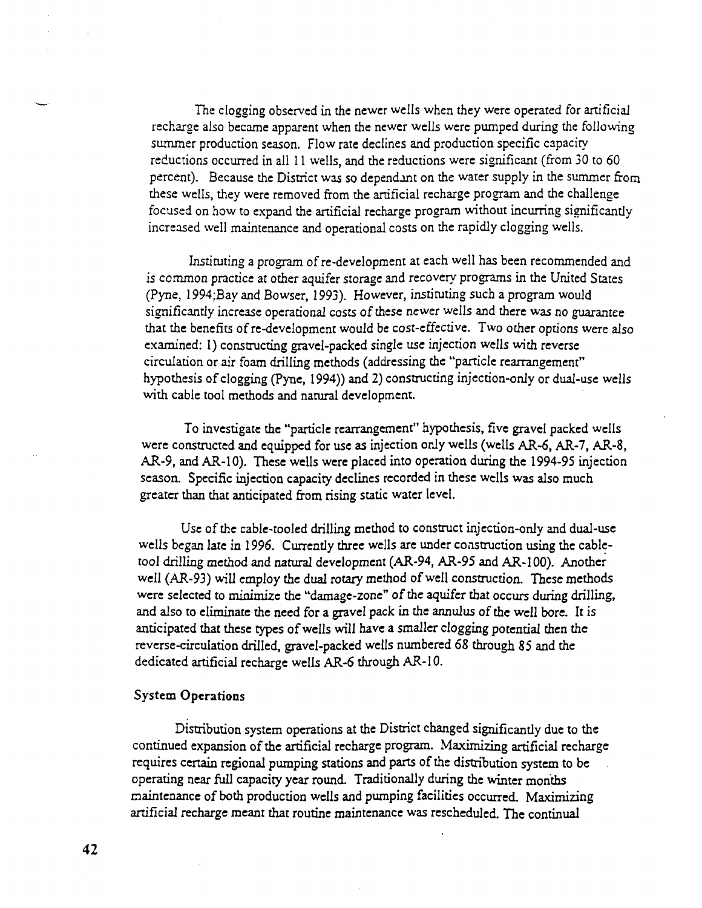The clogging observed in the newer wells when they were operated for artificial recharge also became apparent when the newer wells were pumped during the following summer production season. Flow rate declines and production specific capacity reductions occurred in all 11 wells, and the reductions were significant (from 30 to 60 percent). Because the District was so dependant on the water supply in the summer from these wells, they were removed from the artificial recharge program and the challenge focused on how to expand the artificial recharge program without incurring significantly increased well maintenance and operational costs on the rapidly clogging wells.

Instituting a program of re-development at each well has been recommended and is common practice at other aquifer storage and recovery programs in the United States (Pyne, 1994;Bay and Bowser, 1993). However, instituting such a program would significantly increase operational costs of these newer wells and there was no guarantee that the benefits of re-development would be cost-effective. Two other options were also examined: 1) constructing gravel-packed single use injection wells with reverse circulation or air foam drilling methods (addressing the "particle rearrangement" hypothesis of clogging (Pyne, 1994)) and 2) constructing injection-only or dual-use wells with cable tool methods and natural development.

To investigate the "particle rearrangement" hypothesis, five gravel packed wells were constructed and equipped for use as injection only wells (wells AR-6, AR-7, AR-8, AR-9, and AR-10). These wells were placed into operation during the 1994-95 injection season. Specific injection capacity declines recorded in these wells was also much greater than that anticipated from rising static water level.

Use of the cable-tooled drilling method to construct injection-only and dual-use wells began late in 1996. Currently three wells are under construction using the cable-tool drilling method and natural development (AR-94, AR-95 and AR-100). Another well (AR-93) will employ the dual rotary method of well construction. These methods were selected to minimize the "damage-zone" of the aquifer that occurs during drilling, and also to eliminate the need for a gravel pack in the annulus of the well bore. It is anticipated that these types of wells will have a smaller clogging potential then the reverse-circulation drilled, gravel-packed wells numbered 68 through 85 and the dedicated artificial recharge wells AR-6 through AR-10.

## System Operations

Distribution system operations at the District changed significantly due to the continued expansion of the artificial recharge program. Maximizing artificial recharge requires certain regional pumping stations and parts of the distribution system to be operating near full capacity year round. Traditionally during the winter months maintenance of both production wells and pumping facilities occurred. Maximizing artificial recharge meant that routine maintenance was rescheduled. The continual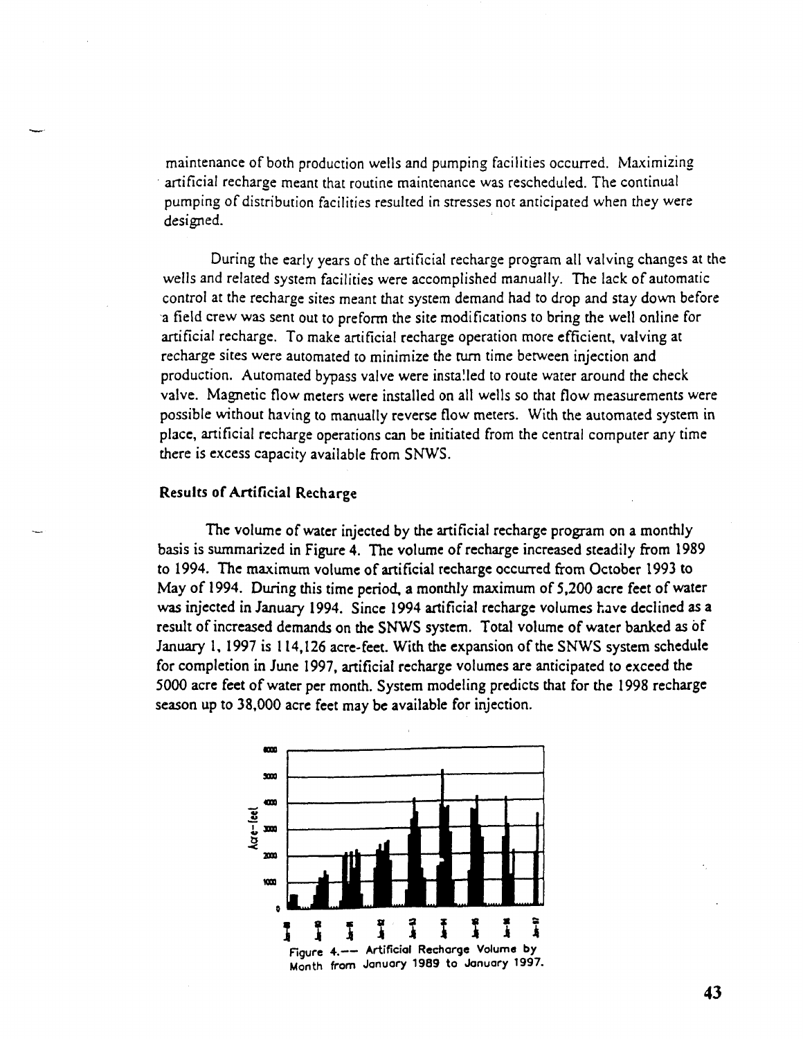maintenance of both production wells and pumping facilities occurred. Maximizing artificial recharge meant that routine maintenance was rescheduled. The continual pumping of distribution facilities resulted in stresses not anticipated when they were designed.

During the early years of the artificial recharge program all valving changes at the wells and related system facilities were accomplished manually. The lack of automatic control at the recharge sites meant that system demand had to drop and stay down before a field crew was sent out to preform the site modifications to bring the well online for artificial recharge. To make artificial recharge operation more efficient, valving at recharge sites were automated to minimize the turn time between injection and production. Automated bypass valve were installed to route water around the check valve. Magnetic flow meters were installed on all wells so that flow measurements were possible without having to manually reverse flow meters. With the automated system in place, artificial recharge operations can be initiated from the central computer any time there is excess capacity available from SNWS.

### Results of Artificial Recharge

The volume of water injected by the artificial recharge program on a monthly basis is summarized in Figure 4. The volume of recharge increased steadily from 1989 to 1994. The maximum volume of artificial recharge occurred from October 1993 to May of 1994. During this time period, a monthly maximum of 5,200 acre feet of water was injected in January 1994. Since 1994 artificial recharge volumes have declined as a result of increased demands on the SNWS system. Total volume of water banked as of January 1, 1997 is 114,126 acre-feet. With the expansion of the SNWS system schedule for completion in June 1997, artificial recharge volumes are anticipated to exceed the 5000 acre feet of water per month. System modeling predicts that for the 1998 recharge season up to 38,000 acre feet may be available for injection.

Figure 4.—— Artificial Recharge Volume by Month from January 1989 to January 1997.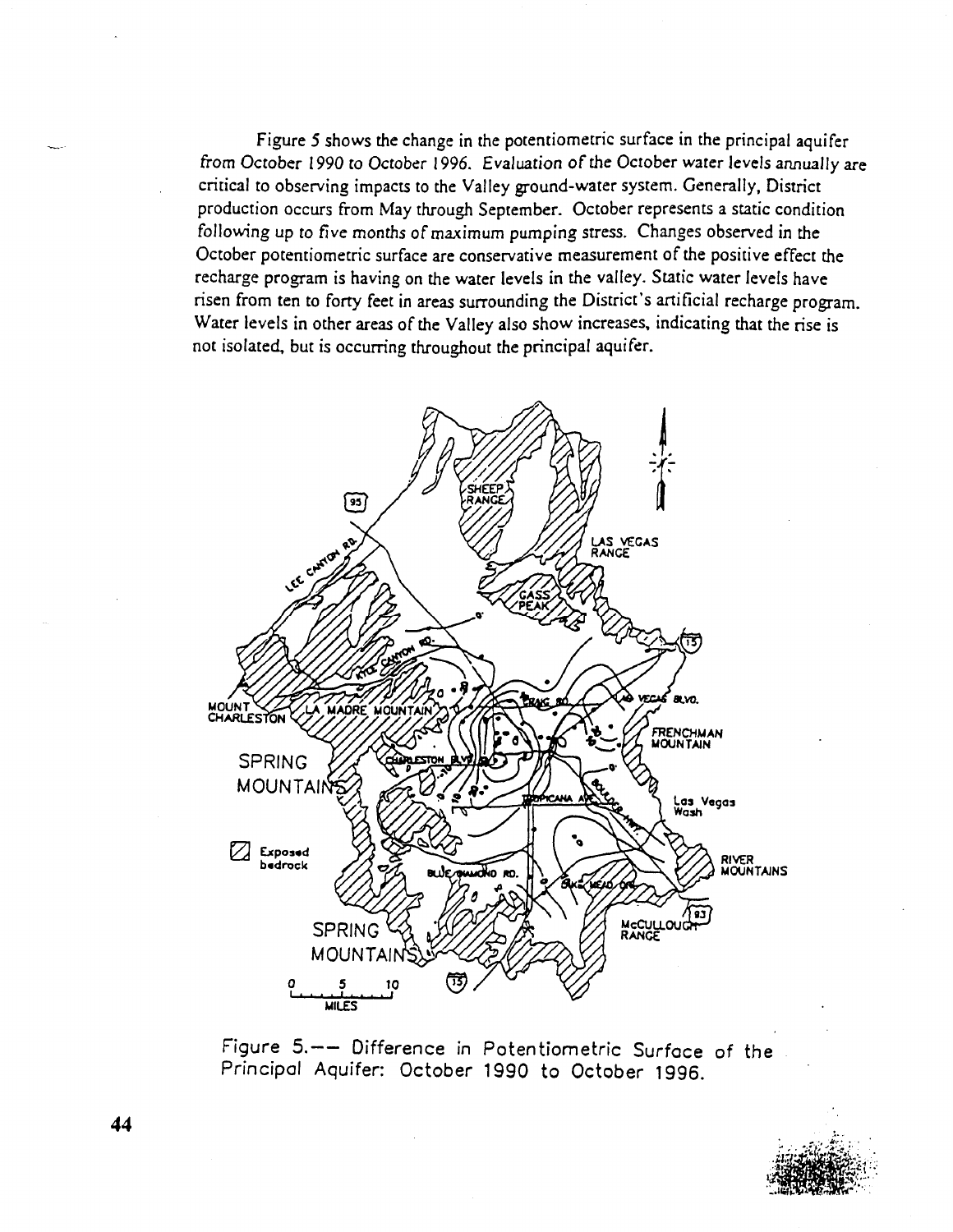Figure 5 shows the change in the potentiometric surface in the principal aquifer from October 1990 to October 1996. Evaluation of the October water levels annually are critical to observing impacts to the Valley ground-water system. Generally, District production occurs from May through September. October represents a static condition following up to five months of maximum pumping stress. Changes observed in the October potentiometric surface are conservative measurement of the positive effect the recharge program is having on the water levels in the valley. Static water levels have risen from ten to forty feet in areas surrounding the District's artificial recharge program. Water levels in other areas of the Valley also show increases, indicating that the rise is not isolated, but is occurring throughout the principal aquifer.

Figure 5.—— Difference in Potentiometric Surface of the Principal Aquifer: October 1990 to October 1996.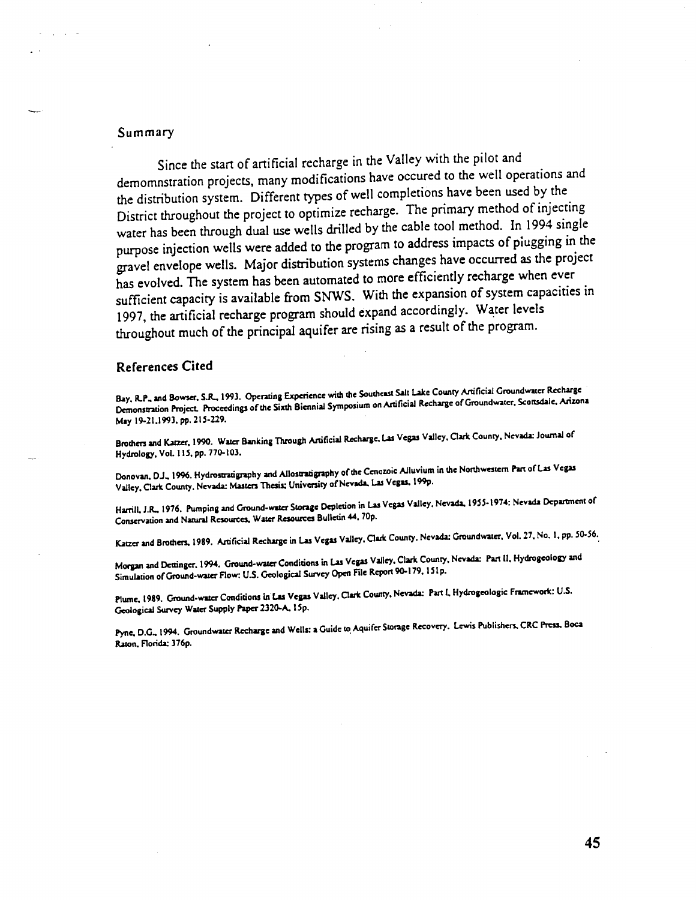## Summary

Since the start of artificial recharge in the Valley with the pilot and demomnstration projects, many modifications have occured to the well operations and the distribution system. Different types of well completions have been used by the District throughout the project to optimize recharge. The primary method of injecting water has been through dual use wells drilled by the cable tool method. In 1994 single purpose injection wells were added to the program to address impacts of plugging in the gravel envelope wells. Major distribution systems changes have occurred as the project has evolved. The system has been automated to more efficiently recharge when ever sufficient capacity is available from SNWS. With the expansion of system capacities in 1997, the artificial recharge program should expand accordingly. Water levels throughout much of the principal aquifer are rising as a result of the program.

## References Cited

Bay, R.P., and Bowser, S.R., 1993. Operating Experience with the Southeast Salt Lake County Artificial Groundwater Recharge Demonstration Project. Proceedings of the Sixth Biennial Symposium on Artificial Recharge of Groundwater, Scottsdale, Arizona May 19-21,1993, pp. 215-229.

Brothers and Katzer, 1990. Water Banking Through Artificial Recharge, Las Vegas Valley, Clark County, Nevada: Journal of Hydrology, Vol. 115, pp. 770-103.

Donovan, D.J., 1996. Hydrostratigraphy and Allostratigraphy of the Cenozoic Alluvium in the Northwestern Part of Las Vegas Valley, Clark County, Nevada: Masters Thesis; University of Nevada, Las Vegas, 199p.

Harrill, J.R., 1976. Pumping and Ground-water Storage Depletion in Las Vegas Valley, Nevada, 1955-1974: Nevada Department of Conservation and Natural Resources, Water Resources Bulletin 44, 70p.

Katzer and Brothers, 1989. Artificial Recharge in Las Vegas Valley, Clark County, Nevada: Groundwater, Vol. 27, No. 1, pp. 50-56.

Morgan and Dettinger, 1994. Ground-water Conditions in Las Vegas Valley, Clark County, Nevada: Part II, Hydrogeology and Simulation of Ground-water Flow: U.S. Geological Survey Open File Report 90-179, 151p.

Plume, 1989. Ground-water Conditions in Las Vegas Valley, Clark County, Nevada: Part I, Hydrogeologic Framework: U.S. Geological Survey Water Supply Paper 2320-A, 15p.

Pyne, D.G., 1994. Groundwater Recharge and Wells: a Guide to Aquifer Storage Recovery. Lewis Publishers, CRC Press, Boca Raton, Florida: 376p.